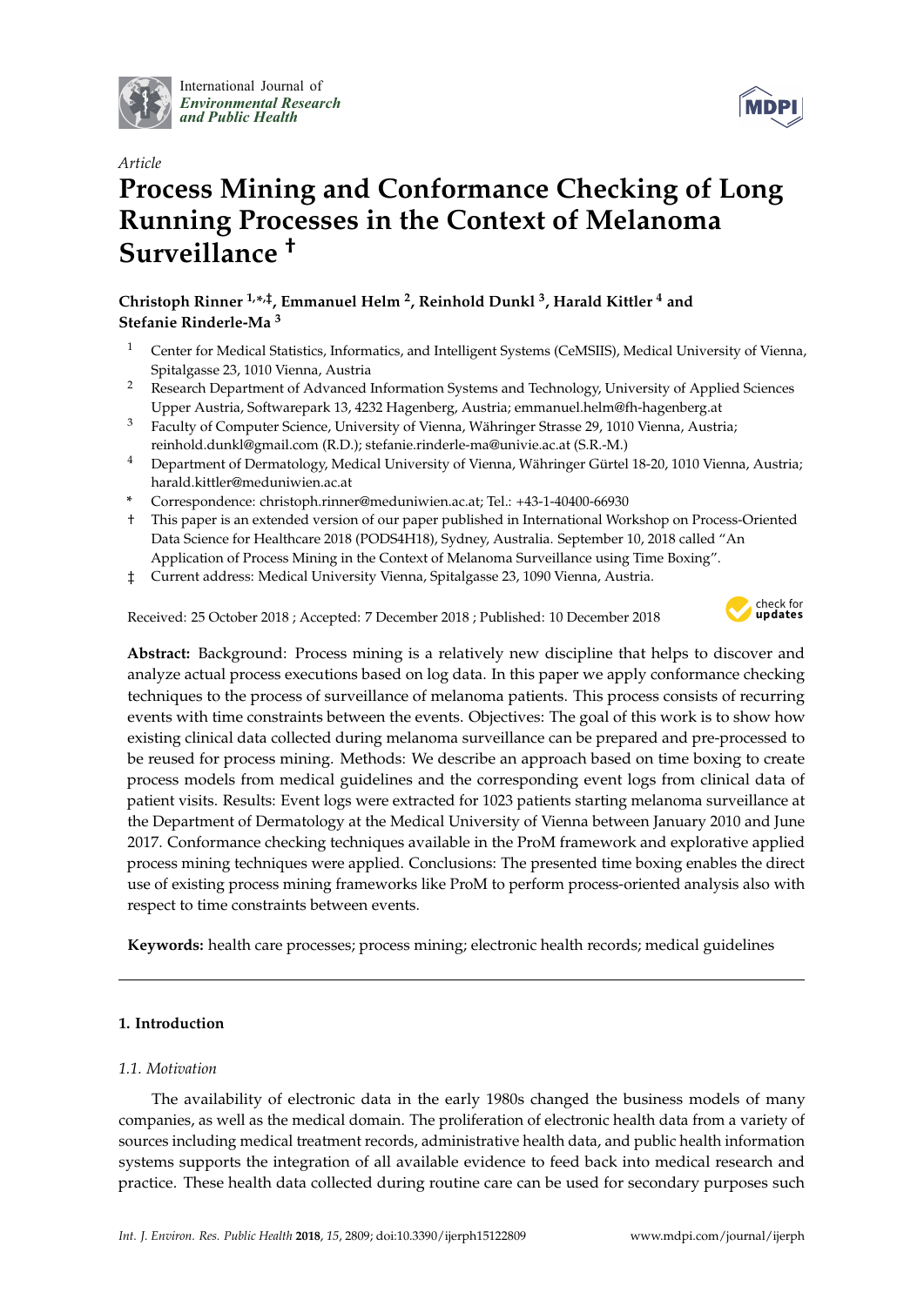International Journal of *Environmental Research and Public Health*

*Article*

# Process Mining and Conformance Checking of Long Running Processes in the Context of Melanoma Surveillance †

**Christoph Rinner [1,*,‡], Emmanuel Helm [2], Reinhold Dunkl [3], Harald Kittler [4] and Stefanie Rinderle-Ma [3]**

1. Center for Medical Statistics, Informatics, and Intelligent Systems (CeMSIIS), Medical University of Vienna, Spitalgasse 23, 1010 Vienna, Austria
2. Research Department of Advanced Information Systems and Technology, University of Applied Sciences Upper Austria, Softwarepark 13, 4232 Hagenberg, Austria; emmanuel.helm@fh-hagenberg.at
3. Faculty of Computer Science, University of Vienna, Währinger Strasse 29, 1010 Vienna, Austria; reinhold.dunkl@gmail.com (R.D.); stefanie.rinderle-ma@univie.ac.at (S.R.-M.)
4. Department of Dermatology, Medical University of Vienna, Währinger Gürtel 18-20, 1010 Vienna, Austria; harald.kittler@meduniwien.ac.at

\* Correspondence: christoph.rinner@meduniwien.ac.at; Tel.: +43-1-40400-66930

† This paper is an extended version of our paper published in International Workshop on Process-Oriented Data Science for Healthcare 2018 (PODS4H18), Sydney, Australia. September 10, 2018 called "An Application of Process Mining in the Context of Melanoma Surveillance using Time Boxing".

‡ Current address: Medical University Vienna, Spitalgasse 23, 1090 Vienna, Austria.

Received: 25 October 2018 ; Accepted: 7 December 2018 ; Published: 10 December 2018

**Abstract:** Background: Process mining is a relatively new discipline that helps to discover and analyze actual process executions based on log data. In this paper we apply conformance checking techniques to the process of surveillance of melanoma patients. This process consists of recurring events with time constraints between the events. Objectives: The goal of this work is to show how existing clinical data collected during melanoma surveillance can be prepared and pre-processed to be reused for process mining. Methods: We describe an approach based on time boxing to create process models from medical guidelines and the corresponding event logs from clinical data of patient visits. Results: Event logs were extracted for 1023 patients starting melanoma surveillance at the Department of Dermatology at the Medical University of Vienna between January 2010 and June 2017. Conformance checking techniques available in the ProM framework and explorative applied process mining techniques were applied. Conclusions: The presented time boxing enables the direct use of existing process mining frameworks like ProM to perform process-oriented analysis also with respect to time constraints between events.

**Keywords:** health care processes; process mining; electronic health records; medical guidelines

## 1. Introduction

### 1.1. Motivation

The availability of electronic data in the early 1980s changed the business models of many companies, as well as the medical domain. The proliferation of electronic health data from a variety of sources including medical treatment records, administrative health data, and public health information systems supports the integration of all available evidence to feed back into medical research and practice. These health data collected during routine care can be used for secondary purposes such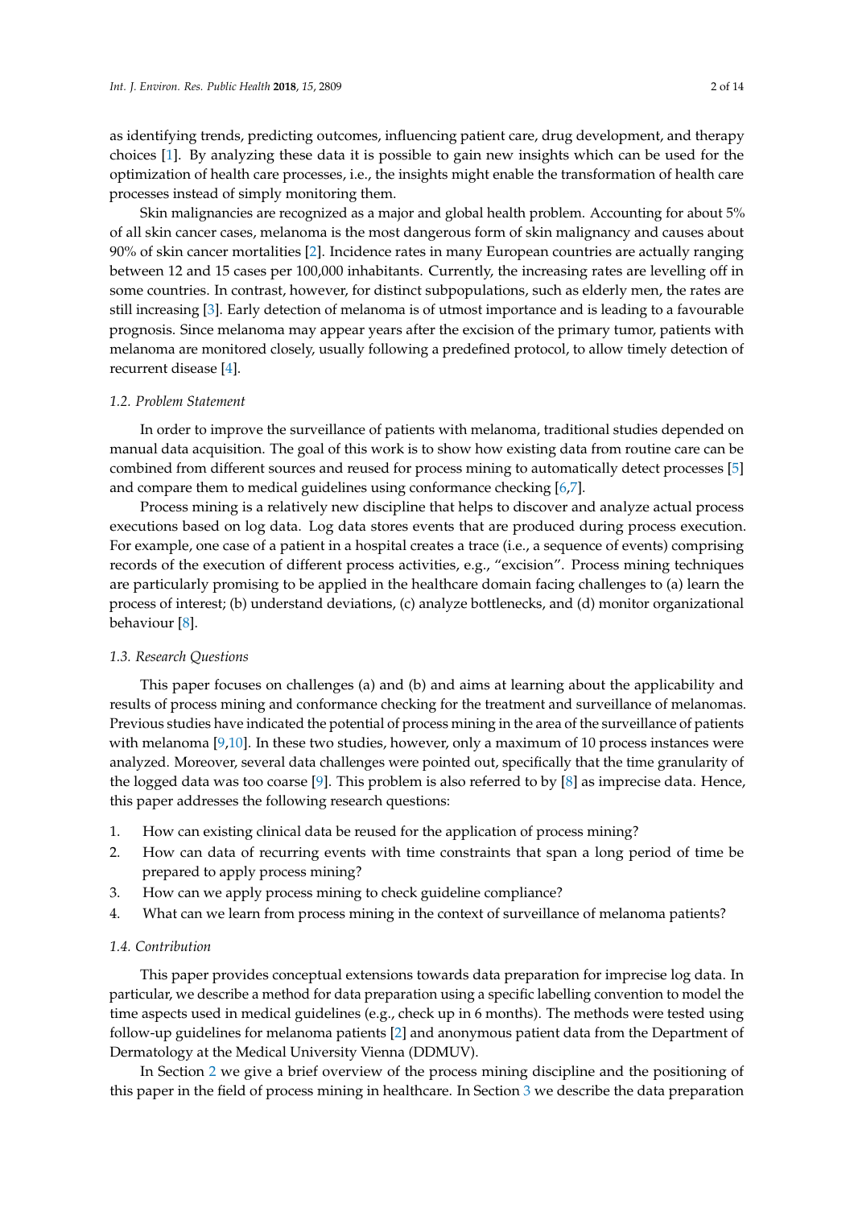as identifying trends, predicting outcomes, influencing patient care, drug development, and therapy choices [1]. By analyzing these data it is possible to gain new insights which can be used for the optimization of health care processes, i.e., the insights might enable the transformation of health care processes instead of simply monitoring them.

Skin malignancies are recognized as a major and global health problem. Accounting for about 5% of all skin cancer cases, melanoma is the most dangerous form of skin malignancy and causes about 90% of skin cancer mortalities [2]. Incidence rates in many European countries are actually ranging between 12 and 15 cases per 100,000 inhabitants. Currently, the increasing rates are levelling off in some countries. In contrast, however, for distinct subpopulations, such as elderly men, the rates are still increasing [3]. Early detection of melanoma is of utmost importance and is leading to a favourable prognosis. Since melanoma may appear years after the excision of the primary tumor, patients with melanoma are monitored closely, usually following a predefined protocol, to allow timely detection of recurrent disease [4].

### 1.2. Problem Statement

In order to improve the surveillance of patients with melanoma, traditional studies depended on manual data acquisition. The goal of this work is to show how existing data from routine care can be combined from different sources and reused for process mining to automatically detect processes [5] and compare them to medical guidelines using conformance checking [6,7].

Process mining is a relatively new discipline that helps to discover and analyze actual process executions based on log data. Log data stores events that are produced during process execution. For example, one case of a patient in a hospital creates a trace (i.e., a sequence of events) comprising records of the execution of different process activities, e.g., "excision". Process mining techniques are particularly promising to be applied in the healthcare domain facing challenges to (a) learn the process of interest; (b) understand deviations, (c) analyze bottlenecks, and (d) monitor organizational behaviour [8].

### 1.3. Research Questions

This paper focuses on challenges (a) and (b) and aims at learning about the applicability and results of process mining and conformance checking for the treatment and surveillance of melanomas. Previous studies have indicated the potential of process mining in the area of the surveillance of patients with melanoma [9,10]. In these two studies, however, only a maximum of 10 process instances were analyzed. Moreover, several data challenges were pointed out, specifically that the time granularity of the logged data was too coarse [9]. This problem is also referred to by [8] as imprecise data. Hence, this paper addresses the following research questions:

1. How can existing clinical data be reused for the application of process mining?
2. How can data of recurring events with time constraints that span a long period of time be prepared to apply process mining?
3. How can we apply process mining to check guideline compliance?
4. What can we learn from process mining in the context of surveillance of melanoma patients?

### 1.4. Contribution

This paper provides conceptual extensions towards data preparation for imprecise log data. In particular, we describe a method for data preparation using a specific labelling convention to model the time aspects used in medical guidelines (e.g., check up in 6 months). The methods were tested using follow-up guidelines for melanoma patients [2] and anonymous patient data from the Department of Dermatology at the Medical University Vienna (DDMUV).

In Section 2 we give a brief overview of the process mining discipline and the positioning of this paper in the field of process mining in healthcare. In Section 3 we describe the data preparation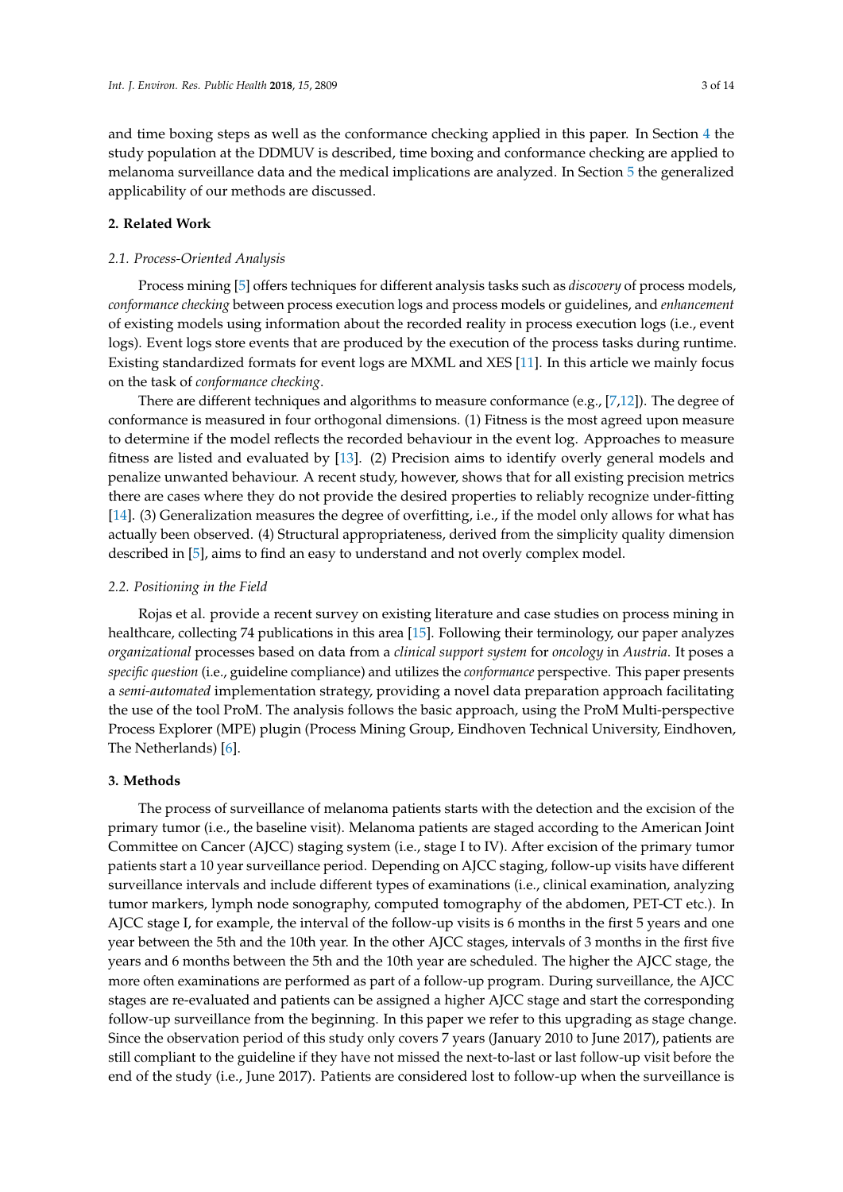and time boxing steps as well as the conformance checking applied in this paper. In Section 4 the study population at the DDMUV is described, time boxing and conformance checking are applied to melanoma surveillance data and the medical implications are analyzed. In Section 5 the generalized applicability of our methods are discussed.

## 2. Related Work

### 2.1. Process-Oriented Analysis

Process mining [5] offers techniques for different analysis tasks such as *discovery* of process models, *conformance checking* between process execution logs and process models or guidelines, and *enhancement* of existing models using information about the recorded reality in process execution logs (i.e., event logs). Event logs store events that are produced by the execution of the process tasks during runtime. Existing standardized formats for event logs are MXML and XES [11]. In this article we mainly focus on the task of *conformance checking*.

There are different techniques and algorithms to measure conformance (e.g., [7,12]). The degree of conformance is measured in four orthogonal dimensions. (1) Fitness is the most agreed upon measure to determine if the model reflects the recorded behaviour in the event log. Approaches to measure fitness are listed and evaluated by [13]. (2) Precision aims to identify overly general models and penalize unwanted behaviour. A recent study, however, shows that for all existing precision metrics there are cases where they do not provide the desired properties to reliably recognize under-fitting [14]. (3) Generalization measures the degree of overfitting, i.e., if the model only allows for what has actually been observed. (4) Structural appropriateness, derived from the simplicity quality dimension described in [5], aims to find an easy to understand and not overly complex model.

### 2.2. Positioning in the Field

Rojas et al. provide a recent survey on existing literature and case studies on process mining in healthcare, collecting 74 publications in this area [15]. Following their terminology, our paper analyzes *organizational* processes based on data from a *clinical support system* for *oncology* in *Austria*. It poses a *specific question* (i.e., guideline compliance) and utilizes the *conformance* perspective. This paper presents a *semi-automated* implementation strategy, providing a novel data preparation approach facilitating the use of the tool ProM. The analysis follows the basic approach, using the ProM Multi-perspective Process Explorer (MPE) plugin (Process Mining Group, Eindhoven Technical University, Eindhoven, The Netherlands) [6].

## 3. Methods

The process of surveillance of melanoma patients starts with the detection and the excision of the primary tumor (i.e., the baseline visit). Melanoma patients are staged according to the American Joint Committee on Cancer (AJCC) staging system (i.e., stage I to IV). After excision of the primary tumor patients start a 10 year surveillance period. Depending on AJCC staging, follow-up visits have different surveillance intervals and include different types of examinations (i.e., clinical examination, analyzing tumor markers, lymph node sonography, computed tomography of the abdomen, PET-CT etc.). In AJCC stage I, for example, the interval of the follow-up visits is 6 months in the first 5 years and one year between the 5th and the 10th year. In the other AJCC stages, intervals of 3 months in the first five years and 6 months between the 5th and the 10th year are scheduled. The higher the AJCC stage, the more often examinations are performed as part of a follow-up program. During surveillance, the AJCC stages are re-evaluated and patients can be assigned a higher AJCC stage and start the corresponding follow-up surveillance from the beginning. In this paper we refer to this upgrading as stage change. Since the observation period of this study only covers 7 years (January 2010 to June 2017), patients are still compliant to the guideline if they have not missed the next-to-last or last follow-up visit before the end of the study (i.e., June 2017). Patients are considered lost to follow-up when the surveillance is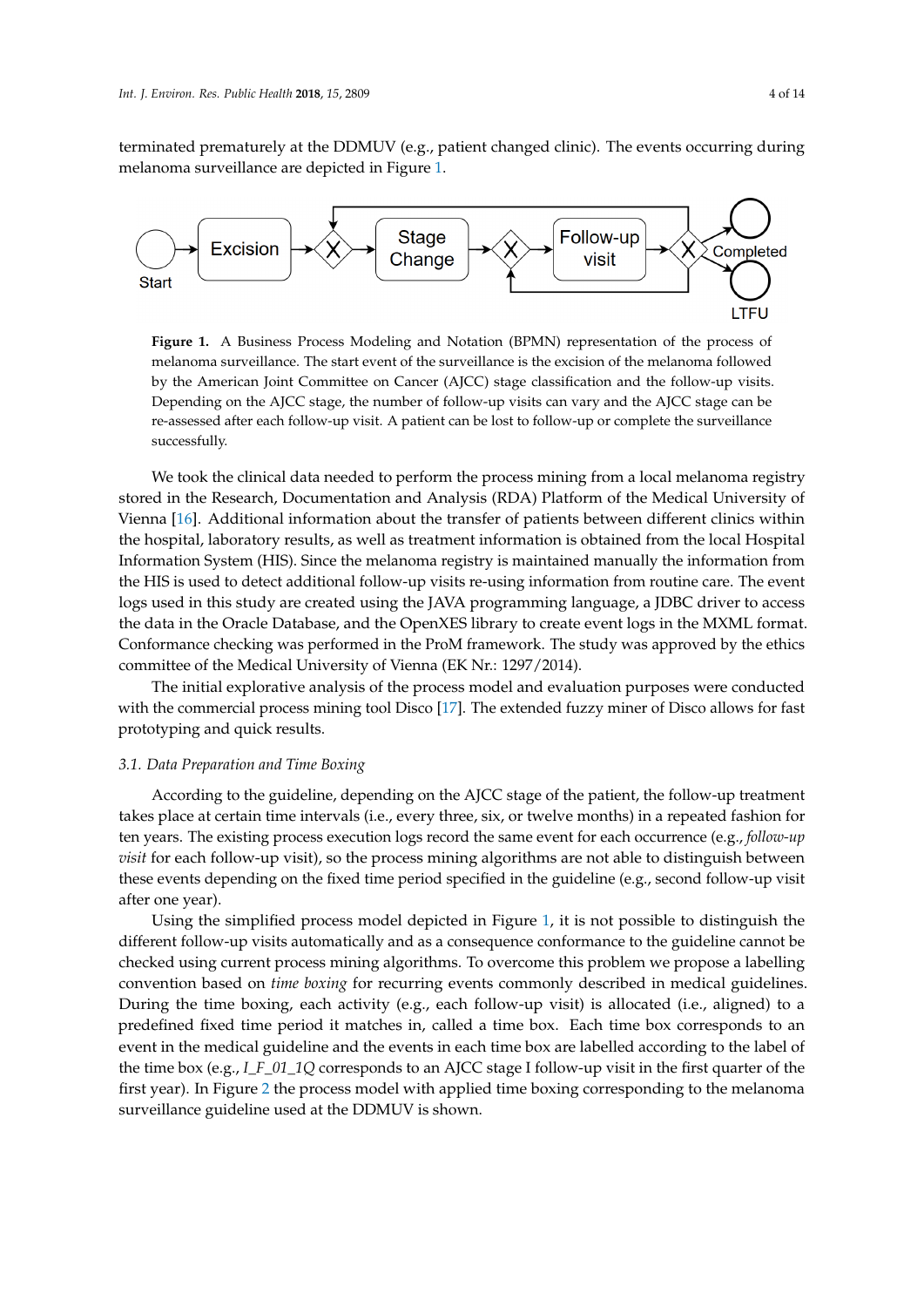terminated prematurely at the DDMUV (e.g., patient changed clinic). The events occurring during melanoma surveillance are depicted in Figure 1.

Start
Excision
Stage Change
Follow-up visit
Completed
LTFU

**Figure 1.** A Business Process Modeling and Notation (BPMN) representation of the process of melanoma surveillance. The start event of the surveillance is the excision of the melanoma followed by the American Joint Committee on Cancer (AJCC) stage classification and the follow-up visits. Depending on the AJCC stage, the number of follow-up visits can vary and the AJCC stage can be re-assessed after each follow-up visit. A patient can be lost to follow-up or complete the surveillance successfully.

We took the clinical data needed to perform the process mining from a local melanoma registry stored in the Research, Documentation and Analysis (RDA) Platform of the Medical University of Vienna [16]. Additional information about the transfer of patients between different clinics within the hospital, laboratory results, as well as treatment information is obtained from the local Hospital Information System (HIS). Since the melanoma registry is maintained manually the information from the HIS is used to detect additional follow-up visits re-using information from routine care. The event logs used in this study are created using the JAVA programming language, a JDBC driver to access the data in the Oracle Database, and the OpenXES library to create event logs in the MXML format. Conformance checking was performed in the ProM framework. The study was approved by the ethics committee of the Medical University of Vienna (EK Nr.: 1297/2014).

The initial explorative analysis of the process model and evaluation purposes were conducted with the commercial process mining tool Disco [17]. The extended fuzzy miner of Disco allows for fast prototyping and quick results.

### 3.1. Data Preparation and Time Boxing

According to the guideline, depending on the AJCC stage of the patient, the follow-up treatment takes place at certain time intervals (i.e., every three, six, or twelve months) in a repeated fashion for ten years. The existing process execution logs record the same event for each occurrence (e.g., *follow-up visit* for each follow-up visit), so the process mining algorithms are not able to distinguish between these events depending on the fixed time period specified in the guideline (e.g., second follow-up visit after one year).

Using the simplified process model depicted in Figure 1, it is not possible to distinguish the different follow-up visits automatically and as a consequence conformance to the guideline cannot be checked using current process mining algorithms. To overcome this problem we propose a labelling convention based on *time boxing* for recurring events commonly described in medical guidelines. During the time boxing, each activity (e.g., each follow-up visit) is allocated (i.e., aligned) to a predefined fixed time period it matches in, called a time box. Each time box corresponds to an event in the medical guideline and the events in each time box are labelled according to the label of the time box (e.g., *I_F_01_1Q* corresponds to an AJCC stage I follow-up visit in the first quarter of the first year). In Figure 2 the process model with applied time boxing corresponding to the melanoma surveillance guideline used at the DDMUV is shown.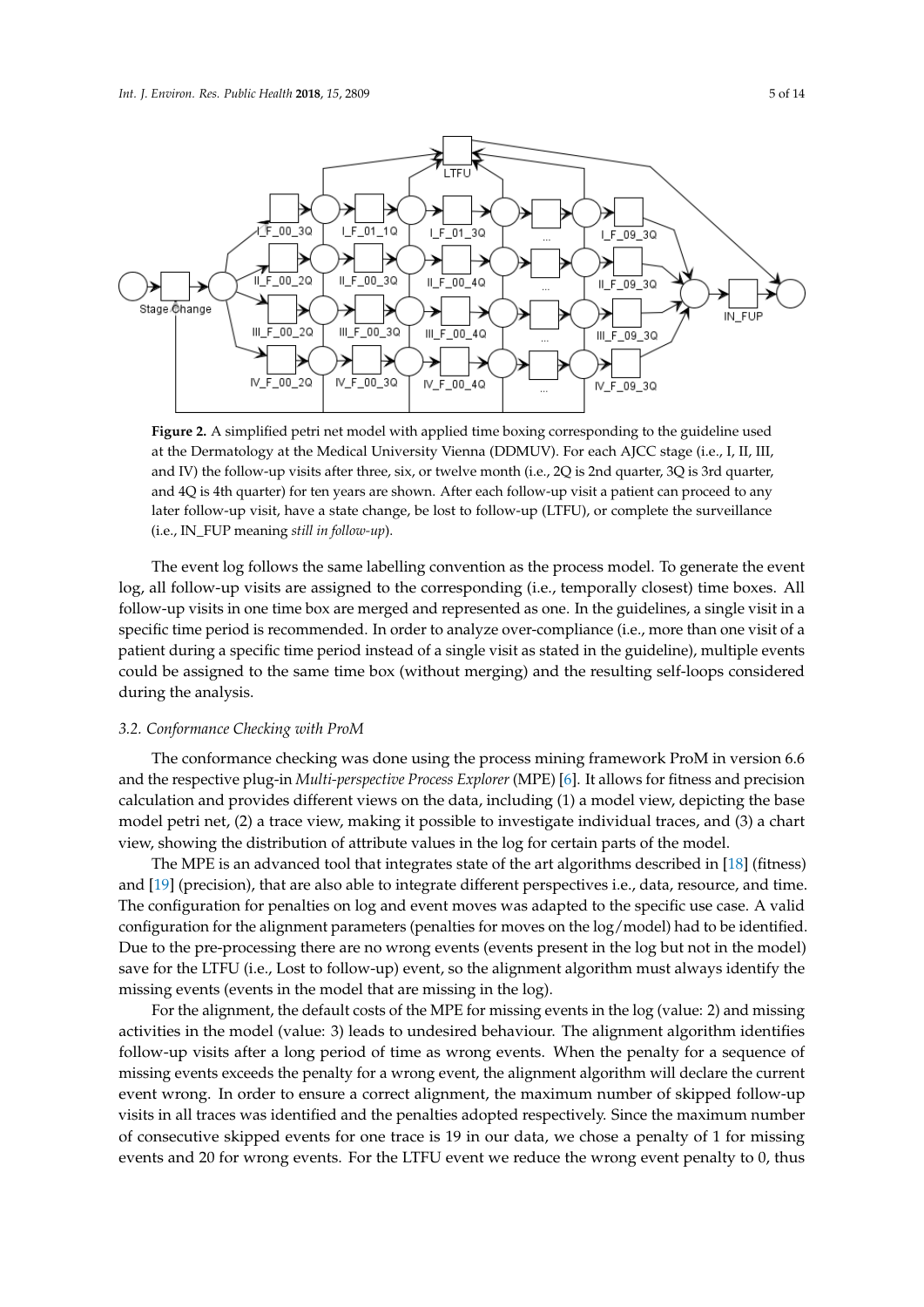**Figure 2.** A simplified petri net model with applied time boxing corresponding to the guideline used at the Dermatology at the Medical University Vienna (DDMUV). For each AJCC stage (i.e., I, II, III, and IV) the follow-up visits after three, six, or twelve month (i.e., 2Q is 2nd quarter, 3Q is 3rd quarter, and 4Q is 4th quarter) for ten years are shown. After each follow-up visit a patient can proceed to any later follow-up visit, have a state change, be lost to follow-up (LTFU), or complete the surveillance (i.e., IN_FUP meaning *still in follow-up*).

The event log follows the same labelling convention as the process model. To generate the event log, all follow-up visits are assigned to the corresponding (i.e., temporally closest) time boxes. All follow-up visits in one time box are merged and represented as one. In the guidelines, a single visit in a specific time period is recommended. In order to analyze over-compliance (i.e., more than one visit of a patient during a specific time period instead of a single visit as stated in the guideline), multiple events could be assigned to the same time box (without merging) and the resulting self-loops considered during the analysis.

### 3.2. Conformance Checking with ProM

The conformance checking was done using the process mining framework ProM in version 6.6 and the respective plug-in *Multi-perspective Process Explorer* (MPE) [6]. It allows for fitness and precision calculation and provides different views on the data, including (1) a model view, depicting the base model petri net, (2) a trace view, making it possible to investigate individual traces, and (3) a chart view, showing the distribution of attribute values in the log for certain parts of the model.

The MPE is an advanced tool that integrates state of the art algorithms described in [18] (fitness) and [19] (precision), that are also able to integrate different perspectives i.e., data, resource, and time. The configuration for penalties on log and event moves was adapted to the specific use case. A valid configuration for the alignment parameters (penalties for moves on the log/model) had to be identified. Due to the pre-processing there are no wrong events (events present in the log but not in the model) save for the LTFU (i.e., Lost to follow-up) event, so the alignment algorithm must always identify the missing events (events in the model that are missing in the log).

For the alignment, the default costs of the MPE for missing events in the log (value: 2) and missing activities in the model (value: 3) leads to undesired behaviour. The alignment algorithm identifies follow-up visits after a long period of time as wrong events. When the penalty for a sequence of missing events exceeds the penalty for a wrong event, the alignment algorithm will declare the current event wrong. In order to ensure a correct alignment, the maximum number of skipped follow-up visits in all traces was identified and the penalties adopted respectively. Since the maximum number of consecutive skipped events for one trace is 19 in our data, we chose a penalty of 1 for missing events and 20 for wrong events. For the LTFU event we reduce the wrong event penalty to 0, thus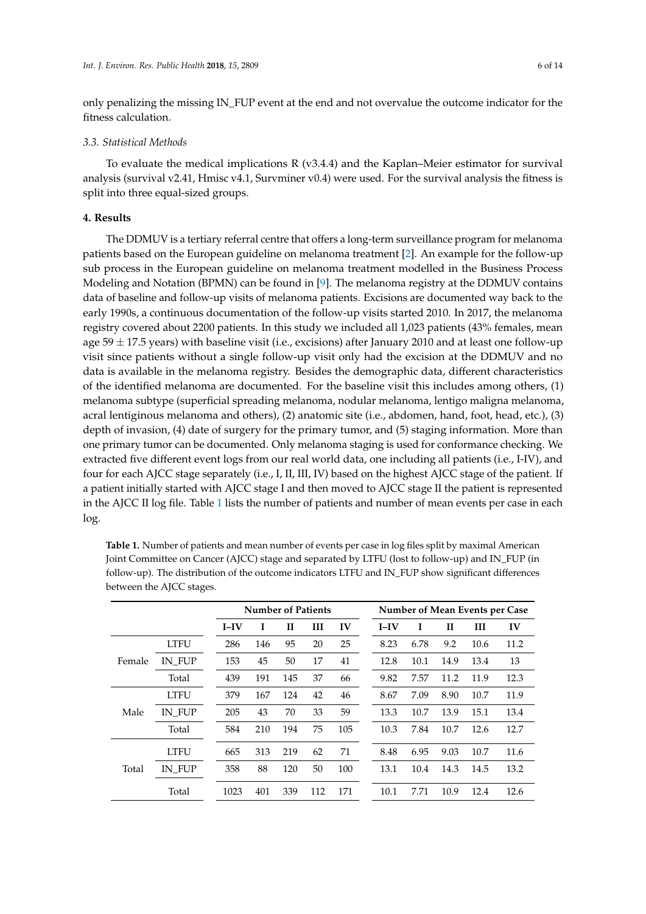only penalizing the missing IN_FUP event at the end and not overvalue the outcome indicator for the fitness calculation.

### 3.3. Statistical Methods

To evaluate the medical implications R (v3.4.4) and the Kaplan–Meier estimator for survival analysis (survival v2.41, Hmisc v4.1, Survminer v0.4) were used. For the survival analysis the fitness is split into three equal-sized groups.

## 4. Results

The DDMUV is a tertiary referral centre that offers a long-term surveillance program for melanoma patients based on the European guideline on melanoma treatment [2]. An example for the follow-up sub process in the European guideline on melanoma treatment modelled in the Business Process Modeling and Notation (BPMN) can be found in [9]. The melanoma registry at the DDMUV contains data of baseline and follow-up visits of melanoma patients. Excisions are documented way back to the early 1990s, a continuous documentation of the follow-up visits started 2010. In 2017, the melanoma registry covered about 2200 patients. In this study we included all 1,023 patients (43% females, mean age 59 ± 17.5 years) with baseline visit (i.e., excisions) after January 2010 and at least one follow-up visit since patients without a single follow-up visit only had the excision at the DDMUV and no data is available in the melanoma registry. Besides the demographic data, different characteristics of the identified melanoma are documented. For the baseline visit this includes among others, (1) melanoma subtype (superficial spreading melanoma, nodular melanoma, lentigo maligna melanoma, acral lentiginous melanoma and others), (2) anatomic site (i.e., abdomen, hand, foot, head, etc.), (3) depth of invasion, (4) date of surgery for the primary tumor, and (5) staging information. More than one primary tumor can be documented. Only melanoma staging is used for conformance checking. We extracted five different event logs from our real world data, one including all patients (i.e., I-IV), and four for each AJCC stage separately (i.e., I, II, III, IV) based on the highest AJCC stage of the patient. If a patient initially started with AJCC stage I and then moved to AJCC stage II the patient is represented in the AJCC II log file. Table 1 lists the number of patients and number of mean events per case in each log.

**Table 1.** Number of patients and mean number of events per case in log files split by maximal American Joint Committee on Cancer (AJCC) stage and separated by LTFU (lost to follow-up) and IN_FUP (in follow-up). The distribution of the outcome indicators LTFU and IN_FUP show significant differences between the AJCC stages.

| | | Number of Patients | | | | | Number of Mean Events per Case | | | | |
|---|---|---|---|---|---|---|---|---|---|---|---|
| | | I–IV | I | II | III | IV | I–IV | I | II | III | IV |
| Female | LTFU | 286 | 146 | 95 | 20 | 25 | 8.23 | 6.78 | 9.2 | 10.6 | 11.2 |
| | IN_FUP | 153 | 45 | 50 | 17 | 41 | 12.8 | 10.1 | 14.9 | 13.4 | 13 |
| | Total | 439 | 191 | 145 | 37 | 66 | 9.82 | 7.57 | 11.2 | 11.9 | 12.3 |
| Male | LTFU | 379 | 167 | 124 | 42 | 46 | 8.67 | 7.09 | 8.90 | 10.7 | 11.9 |
| | IN_FUP | 205 | 43 | 70 | 33 | 59 | 13.3 | 10.7 | 13.9 | 15.1 | 13.4 |
| | Total | 584 | 210 | 194 | 75 | 105 | 10.3 | 7.84 | 10.7 | 12.6 | 12.7 |
| Total | LTFU | 665 | 313 | 219 | 62 | 71 | 8.48 | 6.95 | 9.03 | 10.7 | 11.6 |
| | IN_FUP | 358 | 88 | 120 | 50 | 100 | 13.1 | 10.4 | 14.3 | 14.5 | 13.2 |
| | Total | 1023 | 401 | 339 | 112 | 171 | 10.1 | 7.71 | 10.9 | 12.4 | 12.6 |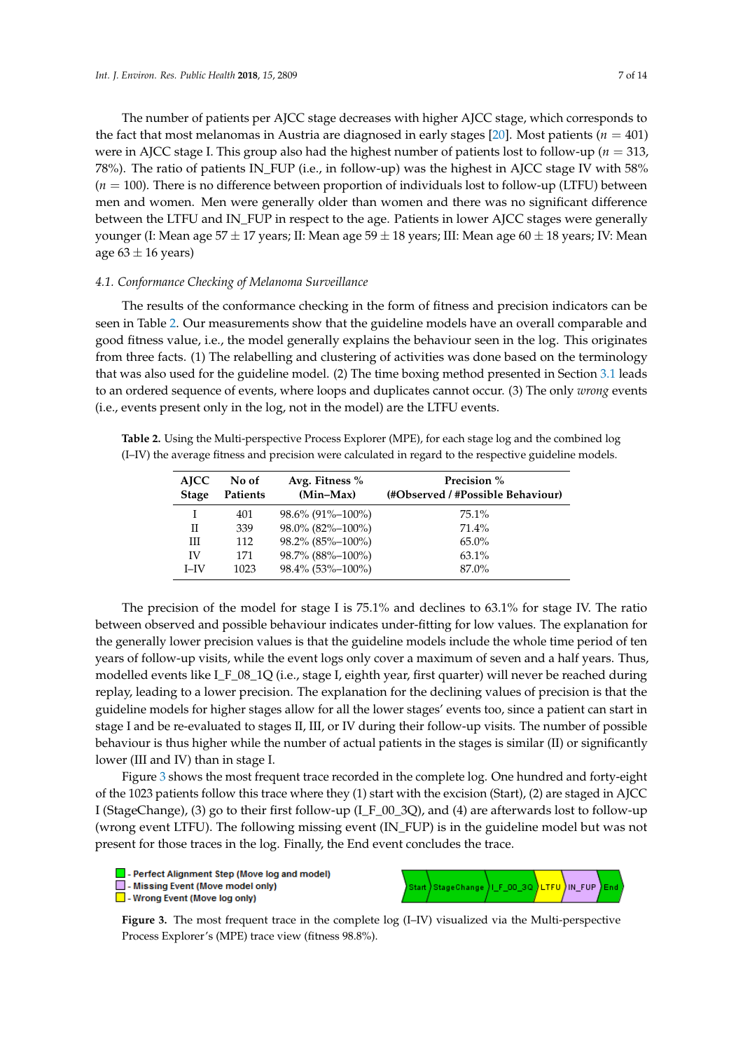The number of patients per AJCC stage decreases with higher AJCC stage, which corresponds to the fact that most melanomas in Austria are diagnosed in early stages [20]. Most patients ($n = 401$) were in AJCC stage I. This group also had the highest number of patients lost to follow-up ($n = 313$, 78%). The ratio of patients IN_FUP (i.e., in follow-up) was the highest in AJCC stage IV with 58% ($n = 100$). There is no difference between proportion of individuals lost to follow-up (LTFU) between men and women. Men were generally older than women and there was no significant difference between the LTFU and IN_FUP in respect to the age. Patients in lower AJCC stages were generally younger (I: Mean age 57 ± 17 years; II: Mean age 59 ± 18 years; III: Mean age 60 ± 18 years; IV: Mean age 63 ± 16 years)

### *4.1. Conformance Checking of Melanoma Surveillance*

The results of the conformance checking in the form of fitness and precision indicators can be seen in Table 2. Our measurements show that the guideline models have an overall comparable and good fitness value, i.e., the model generally explains the behaviour seen in the log. This originates from three facts. (1) The relabelling and clustering of activities was done based on the terminology that was also used for the guideline model. (2) The time boxing method presented in Section 3.1 leads to an ordered sequence of events, where loops and duplicates cannot occur. (3) The only *wrong* events (i.e., events present only in the log, not in the model) are the LTFU events.

**Table 2.** Using the Multi-perspective Process Explorer (MPE), for each stage log and the combined log (I–IV) the average fitness and precision were calculated in regard to the respective guideline models.

| AJCC Stage | No of Patients | Avg. Fitness % (Min–Max) | Precision % (#Observed / #Possible Behaviour) |
|---|---|---|---|
| I | 401 | 98.6% (91%–100%) | 75.1% |
| II | 339 | 98.0% (82%–100%) | 71.4% |
| III | 112 | 98.2% (85%–100%) | 65.0% |
| IV | 171 | 98.7% (88%–100%) | 63.1% |
| I–IV | 1023 | 98.4% (53%–100%) | 87.0% |

The precision of the model for stage I is 75.1% and declines to 63.1% for stage IV. The ratio between observed and possible behaviour indicates under-fitting for low values. The explanation for the generally lower precision values is that the guideline models include the whole time period of ten years of follow-up visits, while the event logs only cover a maximum of seven and a half years. Thus, modelled events like I_F_08_1Q (i.e., stage I, eighth year, first quarter) will never be reached during replay, leading to a lower precision. The explanation for the declining values of precision is that the guideline models for higher stages allow for all the lower stages' events too, since a patient can start in stage I and be re-evaluated to stages II, III, or IV during their follow-up visits. The number of possible behaviour is thus higher while the number of actual patients in the stages is similar (II) or significantly lower (III and IV) than in stage I.

Figure 3 shows the most frequent trace recorded in the complete log. One hundred and forty-eight of the 1023 patients follow this trace where they (1) start with the excision (Start), (2) are staged in AJCC I (StageChange), (3) go to their first follow-up (I_F_00_3Q), and (4) are afterwards lost to follow-up (wrong event LTFU). The following missing event (IN_FUP) is in the guideline model but was not present for those traces in the log. Finally, the End event concludes the trace.

- Perfect Alignment Step (Move log and model)
- Missing Event (Move model only)
- Wrong Event (Move log only)

Start | StageChange | I_F_00_3Q | LTFU | IN_FUP | End

**Figure 3.** The most frequent trace in the complete log (I–IV) visualized via the Multi-perspective Process Explorer's (MPE) trace view (fitness 98.8%).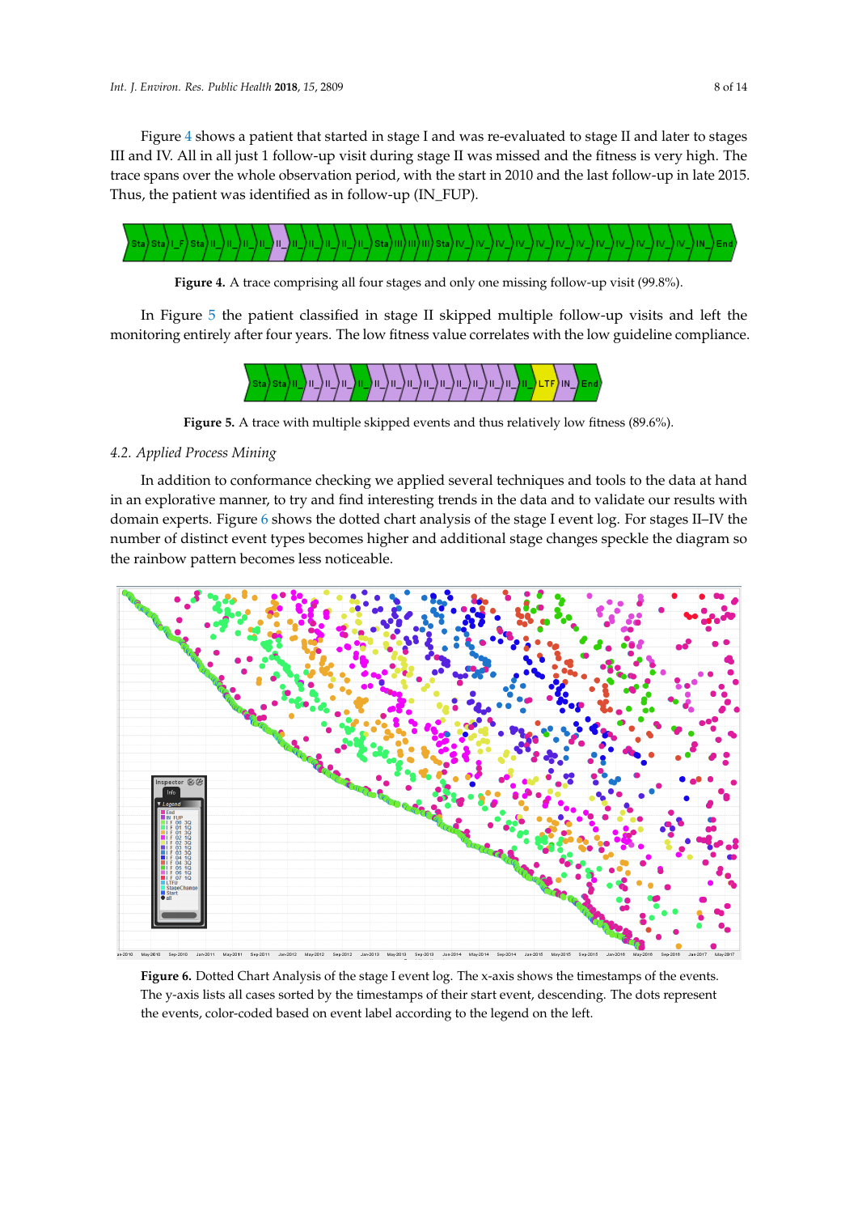Figure 4 shows a patient that started in stage I and was re-evaluated to stage II and later to stages III and IV. All in all just 1 follow-up visit during stage II was missed and the fitness is very high. The trace spans over the whole observation period, with the start in 2010 and the last follow-up in late 2015. Thus, the patient was identified as in follow-up (IN_FUP).

**Figure 4.** A trace comprising all four stages and only one missing follow-up visit (99.8%).

In Figure 5 the patient classified in stage II skipped multiple follow-up visits and left the monitoring entirely after four years. The low fitness value correlates with the low guideline compliance.

**Figure 5.** A trace with multiple skipped events and thus relatively low fitness (89.6%).

### 4.2. Applied Process Mining

In addition to conformance checking we applied several techniques and tools to the data at hand in an explorative manner, to try and find interesting trends in the data and to validate our results with domain experts. Figure 6 shows the dotted chart analysis of the stage I event log. For stages II–IV the number of distinct event types becomes higher and additional stage changes speckle the diagram so the rainbow pattern becomes less noticeable.

**Figure 6.** Dotted Chart Analysis of the stage I event log. The x-axis shows the timestamps of the events. The y-axis lists all cases sorted by the timestamps of their start event, descending. The dots represent the events, color-coded based on event label according to the legend on the left.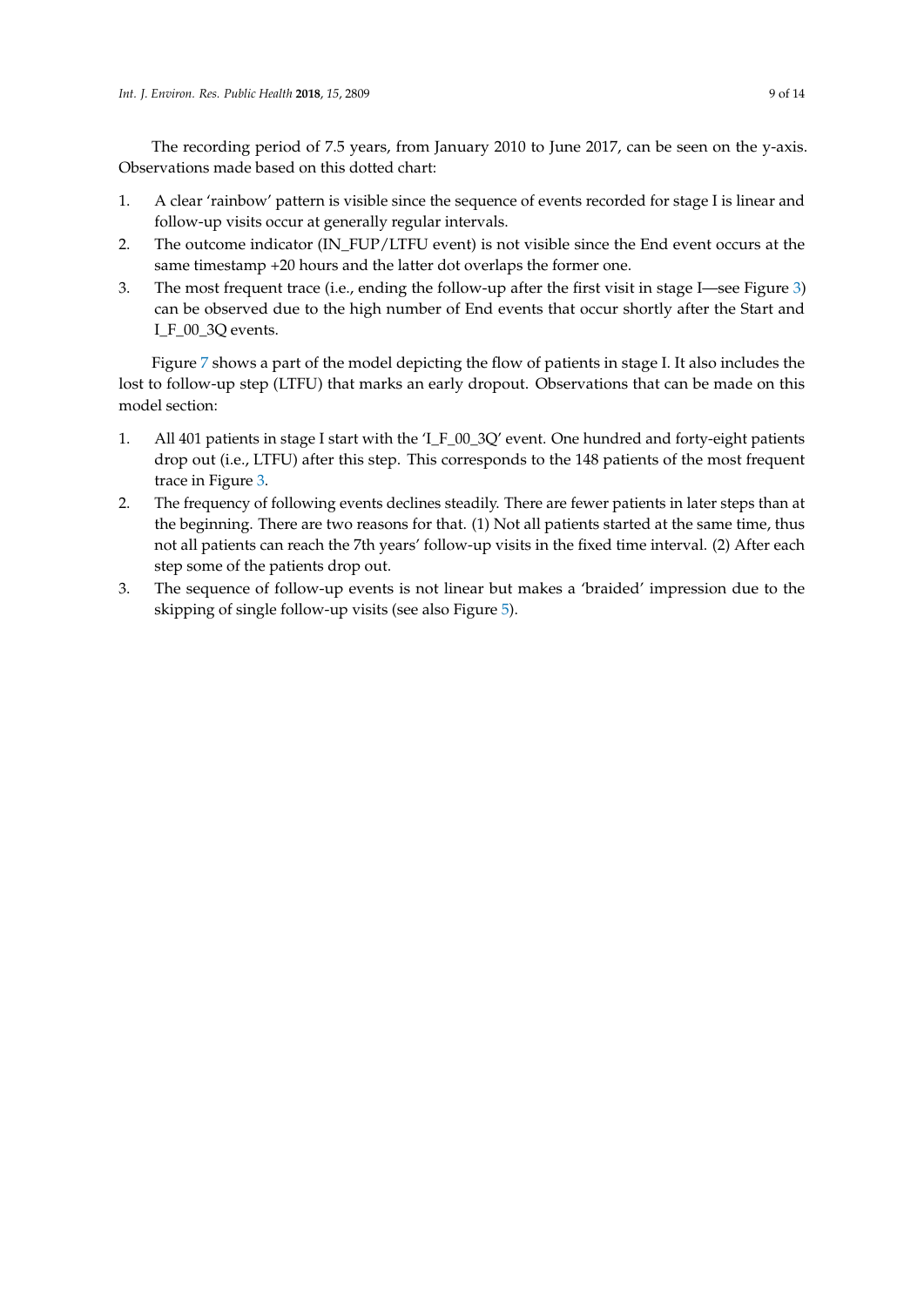The recording period of 7.5 years, from January 2010 to June 2017, can be seen on the y-axis. Observations made based on this dotted chart:

1. A clear 'rainbow' pattern is visible since the sequence of events recorded for stage I is linear and follow-up visits occur at generally regular intervals.
2. The outcome indicator (IN_FUP/LTFU event) is not visible since the End event occurs at the same timestamp +20 hours and the latter dot overlaps the former one.
3. The most frequent trace (i.e., ending the follow-up after the first visit in stage I—see Figure 3) can be observed due to the high number of End events that occur shortly after the Start and I_F_00_3Q events.

Figure 7 shows a part of the model depicting the flow of patients in stage I. It also includes the lost to follow-up step (LTFU) that marks an early dropout. Observations that can be made on this model section:

1. All 401 patients in stage I start with the 'I_F_00_3Q' event. One hundred and forty-eight patients drop out (i.e., LTFU) after this step. This corresponds to the 148 patients of the most frequent trace in Figure 3.
2. The frequency of following events declines steadily. There are fewer patients in later steps than at the beginning. There are two reasons for that. (1) Not all patients started at the same time, thus not all patients can reach the 7th years' follow-up visits in the fixed time interval. (2) After each step some of the patients drop out.
3. The sequence of follow-up events is not linear but makes a 'braided' impression due to the skipping of single follow-up visits (see also Figure 5).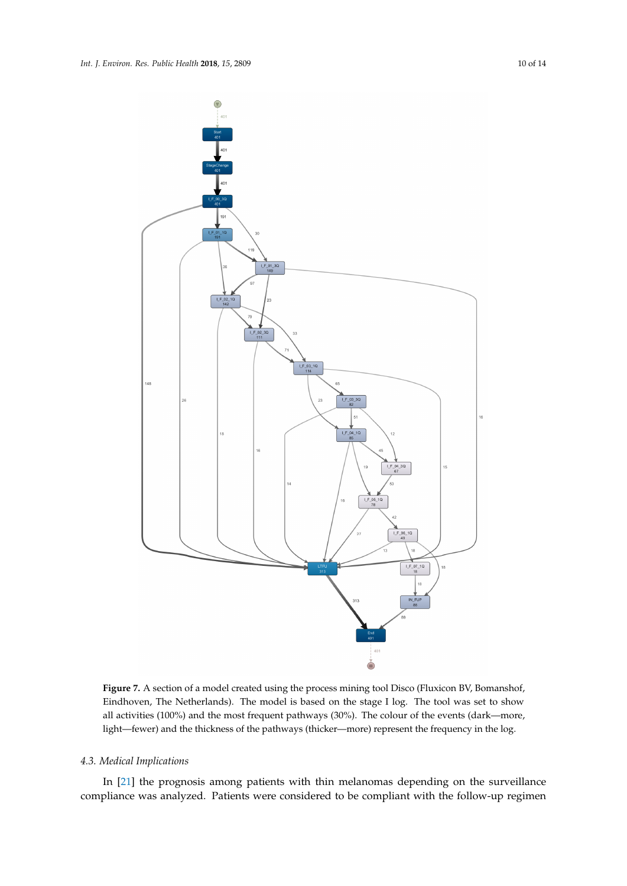**Figure 7.** A section of a model created using the process mining tool Disco (Fluxicon BV, Bomanshof, Eindhoven, The Netherlands). The model is based on the stage I log. The tool was set to show all activities (100%) and the most frequent pathways (30%). The colour of the events (dark—more, light—fewer) and the thickness of the pathways (thicker—more) represent the frequency in the log.

### 4.3. Medical Implications

In [21] the prognosis among patients with thin melanomas depending on the surveillance compliance was analyzed. Patients were considered to be compliant with the follow-up regimen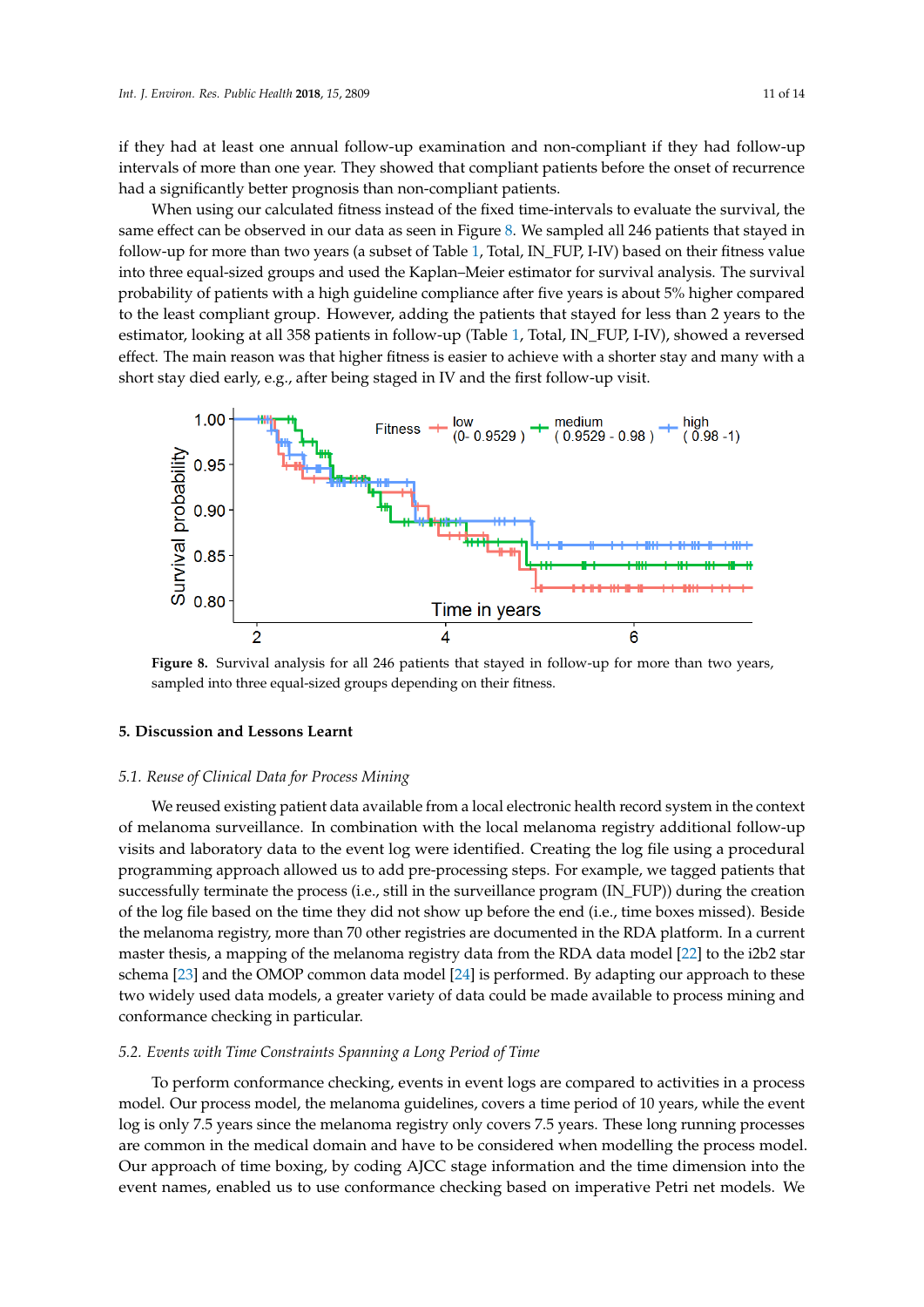if they had at least one annual follow-up examination and non-compliant if they had follow-up intervals of more than one year. They showed that compliant patients before the onset of recurrence had a significantly better prognosis than non-compliant patients.

When using our calculated fitness instead of the fixed time-intervals to evaluate the survival, the same effect can be observed in our data as seen in Figure 8. We sampled all 246 patients that stayed in follow-up for more than two years (a subset of Table 1, Total, IN_FUP, I-IV) based on their fitness value into three equal-sized groups and used the Kaplan–Meier estimator for survival analysis. The survival probability of patients with a high guideline compliance after five years is about 5% higher compared to the least compliant group. However, adding the patients that stayed for less than 2 years to the estimator, looking at all 358 patients in follow-up (Table 1, Total, IN_FUP, I-IV), showed a reversed effect. The main reason was that higher fitness is easier to achieve with a shorter stay and many with a short stay died early, e.g., after being staged in IV and the first follow-up visit.

**Figure 8.** Survival analysis for all 246 patients that stayed in follow-up for more than two years, sampled into three equal-sized groups depending on their fitness.

## 5. Discussion and Lessons Learnt

### 5.1. Reuse of Clinical Data for Process Mining

We reused existing patient data available from a local electronic health record system in the context of melanoma surveillance. In combination with the local melanoma registry additional follow-up visits and laboratory data to the event log were identified. Creating the log file using a procedural programming approach allowed us to add pre-processing steps. For example, we tagged patients that successfully terminate the process (i.e., still in the surveillance program (IN_FUP)) during the creation of the log file based on the time they did not show up before the end (i.e., time boxes missed). Beside the melanoma registry, more than 70 other registries are documented in the RDA platform. In a current master thesis, a mapping of the melanoma registry data from the RDA data model [22] to the i2b2 star schema [23] and the OMOP common data model [24] is performed. By adapting our approach to these two widely used data models, a greater variety of data could be made available to process mining and conformance checking in particular.

### 5.2. Events with Time Constraints Spanning a Long Period of Time

To perform conformance checking, events in event logs are compared to activities in a process model. Our process model, the melanoma guidelines, covers a time period of 10 years, while the event log is only 7.5 years since the melanoma registry only covers 7.5 years. These long running processes are common in the medical domain and have to be considered when modelling the process model. Our approach of time boxing, by coding AJCC stage information and the time dimension into the event names, enabled us to use conformance checking based on imperative Petri net models. We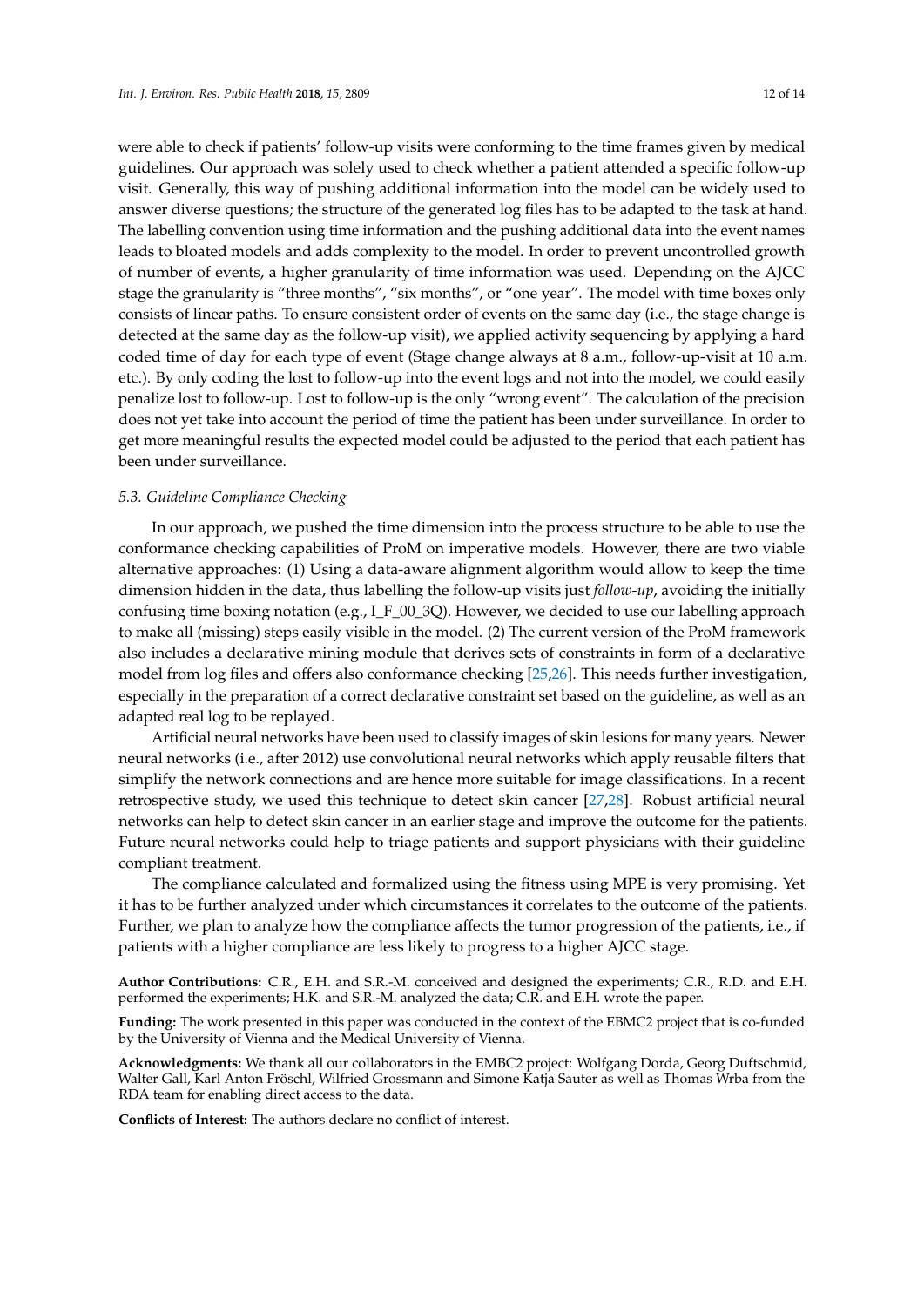were able to check if patients' follow-up visits were conforming to the time frames given by medical guidelines. Our approach was solely used to check whether a patient attended a specific follow-up visit. Generally, this way of pushing additional information into the model can be widely used to answer diverse questions; the structure of the generated log files has to be adapted to the task at hand. The labelling convention using time information and the pushing additional data into the event names leads to bloated models and adds complexity to the model. In order to prevent uncontrolled growth of number of events, a higher granularity of time information was used. Depending on the AJCC stage the granularity is "three months", "six months", or "one year". The model with time boxes only consists of linear paths. To ensure consistent order of events on the same day (i.e., the stage change is detected at the same day as the follow-up visit), we applied activity sequencing by applying a hard coded time of day for each type of event (Stage change always at 8 a.m., follow-up-visit at 10 a.m. etc.). By only coding the lost to follow-up into the event logs and not into the model, we could easily penalize lost to follow-up. Lost to follow-up is the only "wrong event". The calculation of the precision does not yet take into account the period of time the patient has been under surveillance. In order to get more meaningful results the expected model could be adjusted to the period that each patient has been under surveillance.

### 5.3. Guideline Compliance Checking

In our approach, we pushed the time dimension into the process structure to be able to use the conformance checking capabilities of ProM on imperative models. However, there are two viable alternative approaches: (1) Using a data-aware alignment algorithm would allow to keep the time dimension hidden in the data, thus labelling the follow-up visits just *follow-up*, avoiding the initially confusing time boxing notation (e.g., I_F_00_3Q). However, we decided to use our labelling approach to make all (missing) steps easily visible in the model. (2) The current version of the ProM framework also includes a declarative mining module that derives sets of constraints in form of a declarative model from log files and offers also conformance checking [25,26]. This needs further investigation, especially in the preparation of a correct declarative constraint set based on the guideline, as well as an adapted real log to be replayed.

Artificial neural networks have been used to classify images of skin lesions for many years. Newer neural networks (i.e., after 2012) use convolutional neural networks which apply reusable filters that simplify the network connections and are hence more suitable for image classifications. In a recent retrospective study, we used this technique to detect skin cancer [27,28]. Robust artificial neural networks can help to detect skin cancer in an earlier stage and improve the outcome for the patients. Future neural networks could help to triage patients and support physicians with their guideline compliant treatment.

The compliance calculated and formalized using the fitness using MPE is very promising. Yet it has to be further analyzed under which circumstances it correlates to the outcome of the patients. Further, we plan to analyze how the compliance affects the tumor progression of the patients, i.e., if patients with a higher compliance are less likely to progress to a higher AJCC stage.

**Author Contributions:** C.R., E.H. and S.R.-M. conceived and designed the experiments; C.R., R.D. and E.H. performed the experiments; H.K. and S.R.-M. analyzed the data; C.R. and E.H. wrote the paper.

**Funding:** The work presented in this paper was conducted in the context of the EBMC2 project that is co-funded by the University of Vienna and the Medical University of Vienna.

**Acknowledgments:** We thank all our collaborators in the EMBC2 project: Wolfgang Dorda, Georg Duftschmid, Walter Gall, Karl Anton Fröschl, Wilfried Grossmann and Simone Katja Sauter as well as Thomas Wrba from the RDA team for enabling direct access to the data.

**Conflicts of Interest:** The authors declare no conflict of interest.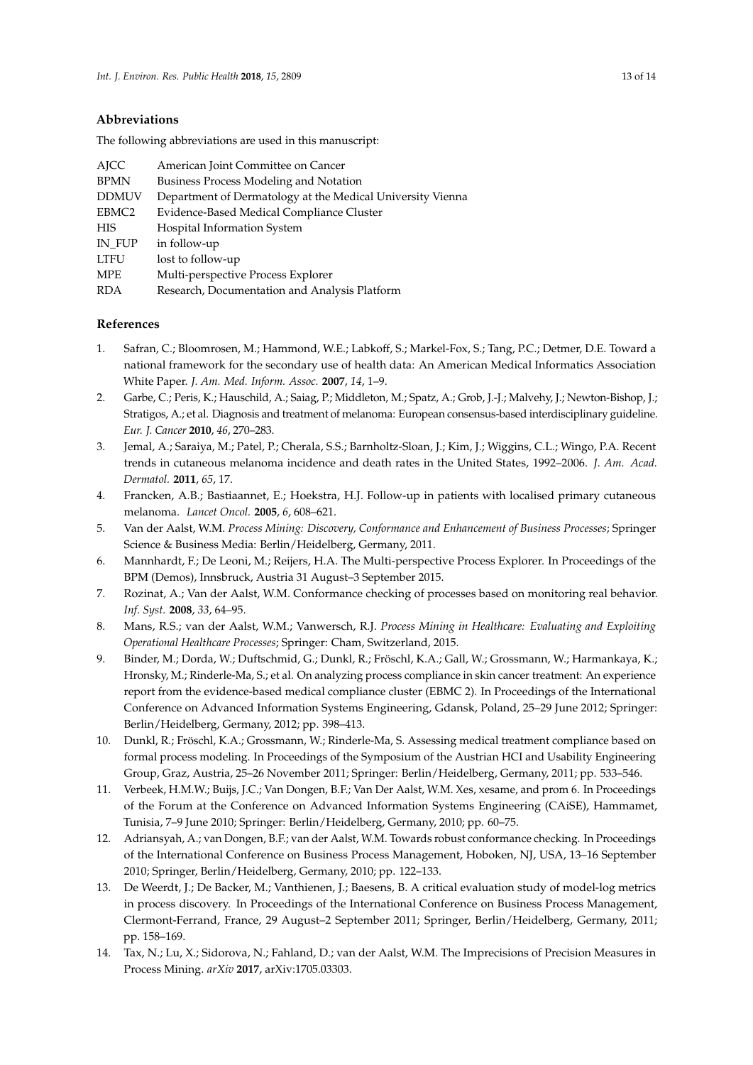## Abbreviations

The following abbreviations are used in this manuscript:

| | |
|---|---|
| AJCC | American Joint Committee on Cancer |
| BPMN | Business Process Modeling and Notation |
| DDMUV | Department of Dermatology at the Medical University Vienna |
| EBMC2 | Evidence-Based Medical Compliance Cluster |
| HIS | Hospital Information System |
| IN_FUP | in follow-up |
| LTFU | lost to follow-up |
| MPE | Multi-perspective Process Explorer |
| RDA | Research, Documentation and Analysis Platform |

## References

1. Safran, C.; Bloomrosen, M.; Hammond, W.E.; Labkoff, S.; Markel-Fox, S.; Tang, P.C.; Detmer, D.E. Toward a national framework for the secondary use of health data: An American Medical Informatics Association White Paper. *J. Am. Med. Inform. Assoc.* **2007**, *14*, 1–9.
2. Garbe, C.; Peris, K.; Hauschild, A.; Saiag, P.; Middleton, M.; Spatz, A.; Grob, J.-J.; Malvehy, J.; Newton-Bishop, J.; Stratigos, A.; et al. Diagnosis and treatment of melanoma: European consensus-based interdisciplinary guideline. *Eur. J. Cancer* **2010**, *46*, 270–283.
3. Jemal, A.; Saraiya, M.; Patel, P.; Cherala, S.S.; Barnholtz-Sloan, J.; Kim, J.; Wiggins, C.L.; Wingo, P.A. Recent trends in cutaneous melanoma incidence and death rates in the United States, 1992–2006. *J. Am. Acad. Dermatol.* **2011**, *65*, 17.
4. Francken, A.B.; Bastiaannet, E.; Hoekstra, H.J. Follow-up in patients with localised primary cutaneous melanoma. *Lancet Oncol.* **2005**, *6*, 608–621.
5. Van der Aalst, W.M. *Process Mining: Discovery, Conformance and Enhancement of Business Processes*; Springer Science & Business Media: Berlin/Heidelberg, Germany, 2011.
6. Mannhardt, F.; De Leoni, M.; Reijers, H.A. The Multi-perspective Process Explorer. In Proceedings of the BPM (Demos), Innsbruck, Austria 31 August–3 September 2015.
7. Rozinat, A.; Van der Aalst, W.M. Conformance checking of processes based on monitoring real behavior. *Inf. Syst.* **2008**, *33*, 64–95.
8. Mans, R.S.; van der Aalst, W.M.; Vanwersch, R.J. *Process Mining in Healthcare: Evaluating and Exploiting Operational Healthcare Processes*; Springer: Cham, Switzerland, 2015.
9. Binder, M.; Dorda, W.; Duftschmid, G.; Dunkl, R.; Fröschl, K.A.; Gall, W.; Grossmann, W.; Harmankaya, K.; Hronsky, M.; Rinderle-Ma, S.; et al. On analyzing process compliance in skin cancer treatment: An experience report from the evidence-based medical compliance cluster (EBMC 2). In Proceedings of the International Conference on Advanced Information Systems Engineering, Gdansk, Poland, 25–29 June 2012; Springer: Berlin/Heidelberg, Germany, 2012; pp. 398–413.
10. Dunkl, R.; Fröschl, K.A.; Grossmann, W.; Rinderle-Ma, S. Assessing medical treatment compliance based on formal process modeling. In Proceedings of the Symposium of the Austrian HCI and Usability Engineering Group, Graz, Austria, 25–26 November 2011; Springer: Berlin/Heidelberg, Germany, 2011; pp. 533–546.
11. Verbeek, H.M.W.; Buijs, J.C.; Van Dongen, B.F.; Van Der Aalst, W.M. Xes, xesame, and prom 6. In Proceedings of the Forum at the Conference on Advanced Information Systems Engineering (CAiSE), Hammamet, Tunisia, 7–9 June 2010; Springer: Berlin/Heidelberg, Germany, 2010; pp. 60–75.
12. Adriansyah, A.; van Dongen, B.F.; van der Aalst, W.M. Towards robust conformance checking. In Proceedings of the International Conference on Business Process Management, Hoboken, NJ, USA, 13–16 September 2010; Springer, Berlin/Heidelberg, Germany, 2010; pp. 122–133.
13. De Weerdt, J.; De Backer, M.; Vanthienen, J.; Baesens, B. A critical evaluation study of model-log metrics in process discovery. In Proceedings of the International Conference on Business Process Management, Clermont-Ferrand, France, 29 August–2 September 2011; Springer, Berlin/Heidelberg, Germany, 2011; pp. 158–169.
14. Tax, N.; Lu, X.; Sidorova, N.; Fahland, D.; van der Aalst, W.M. The Imprecisions of Precision Measures in Process Mining. *arXiv* **2017**, arXiv:1705.03303.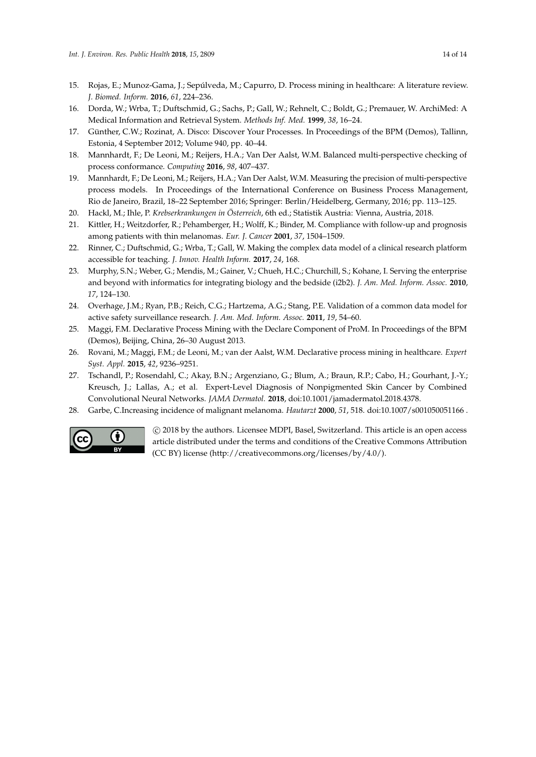15. Rojas, E.; Munoz-Gama, J.; Sepúlveda, M.; Capurro, D. Process mining in healthcare: A literature review. *J. Biomed. Inform.* **2016**, *61*, 224–236.
16. Dorda, W.; Wrba, T.; Duftschmid, G.; Sachs, P.; Gall, W.; Rehnelt, C.; Boldt, G.; Premauer, W. ArchiMed: A Medical Information and Retrieval System. *Methods Inf. Med.* **1999**, *38*, 16–24.
17. Günther, C.W.; Rozinat, A. Disco: Discover Your Processes. In Proceedings of the BPM (Demos), Tallinn, Estonia, 4 September 2012; Volume 940, pp. 40–44.
18. Mannhardt, F.; De Leoni, M.; Reijers, H.A.; Van Der Aalst, W.M. Balanced multi-perspective checking of process conformance. *Computing* **2016**, *98*, 407–437.
19. Mannhardt, F.; De Leoni, M.; Reijers, H.A.; Van Der Aalst, W.M. Measuring the precision of multi-perspective process models. In Proceedings of the International Conference on Business Process Management, Rio de Janeiro, Brazil, 18–22 September 2016; Springer: Berlin/Heidelberg, Germany, 2016; pp. 113–125.
20. Hackl, M.; Ihle, P. *Krebserkrankungen in Österreich*, 6th ed.; Statistik Austria: Vienna, Austria, 2018.
21. Kittler, H.; Weitzdorfer, R.; Pehamberger, H.; Wolff, K.; Binder, M. Compliance with follow-up and prognosis among patients with thin melanomas. *Eur. J. Cancer* **2001**, *37*, 1504–1509.
22. Rinner, C.; Duftschmid, G.; Wrba, T.; Gall, W. Making the complex data model of a clinical research platform accessible for teaching. *J. Innov. Health Inform.* **2017**, *24*, 168.
23. Murphy, S.N.; Weber, G.; Mendis, M.; Gainer, V.; Chueh, H.C.; Churchill, S.; Kohane, I. Serving the enterprise and beyond with informatics for integrating biology and the bedside (i2b2). *J. Am. Med. Inform. Assoc.* **2010**, *17*, 124–130.
24. Overhage, J.M.; Ryan, P.B.; Reich, C.G.; Hartzema, A.G.; Stang, P.E. Validation of a common data model for active safety surveillance research. *J. Am. Med. Inform. Assoc.* **2011**, *19*, 54–60.
25. Maggi, F.M. Declarative Process Mining with the Declare Component of ProM. In Proceedings of the BPM (Demos), Beijing, China, 26–30 August 2013.
26. Rovani, M.; Maggi, F.M.; de Leoni, M.; van der Aalst, W.M. Declarative process mining in healthcare. *Expert Syst. Appl.* **2015**, *42*, 9236–9251.
27. Tschandl, P.; Rosendahl, C.; Akay, B.N.; Argenziano, G.; Blum, A.; Braun, R.P.; Cabo, H.; Gourhant, J.-Y.; Kreusch, J.; Lallas, A.; et al. Expert-Level Diagnosis of Nonpigmented Skin Cancer by Combined Convolutional Neural Networks. *JAMA Dermatol.* **2018**, doi:10.1001/jamadermatol.2018.4378.
28. Garbe, C.Increasing incidence of malignant melanoma. *Hautarzt* **2000**, *51*, 518. doi:10.1007/s001050051166 .

© 2018 by the authors. Licensee MDPI, Basel, Switzerland. This article is an open access article distributed under the terms and conditions of the Creative Commons Attribution (CC BY) license (http://creativecommons.org/licenses/by/4.0/).